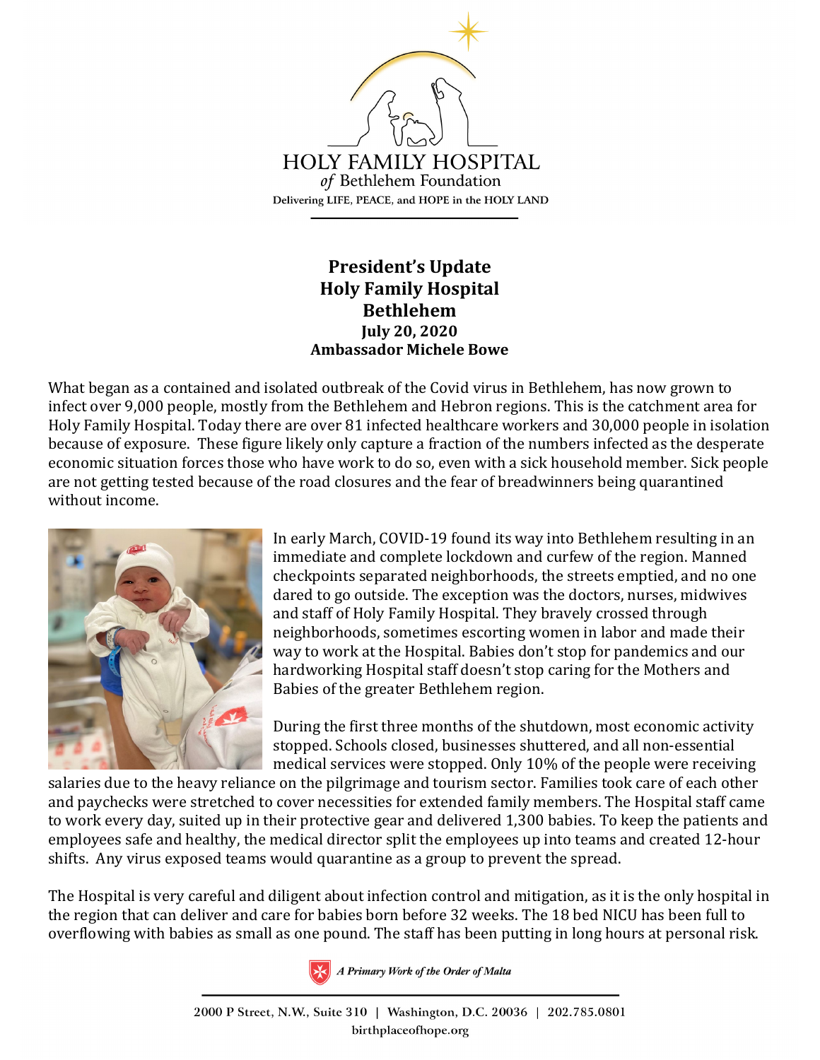HOLY FAMILY HOSPITAL
*of* Bethlehem Foundation
Delivering LIFE, PEACE, and HOPE in the HOLY LAND

**President's Update**
**Holy Family Hospital**
**Bethlehem**
**July 20, 2020**
**Ambassador Michele Bowe**

What began as a contained and isolated outbreak of the Covid virus in Bethlehem, has now grown to infect over 9,000 people, mostly from the Bethlehem and Hebron regions. This is the catchment area for Holy Family Hospital. Today there are over 81 infected healthcare workers and 30,000 people in isolation because of exposure. These figure likely only capture a fraction of the numbers infected as the desperate economic situation forces those who have work to do so, even with a sick household member. Sick people are not getting tested because of the road closures and the fear of breadwinners being quarantined without income.

In early March, COVID-19 found its way into Bethlehem resulting in an immediate and complete lockdown and curfew of the region. Manned checkpoints separated neighborhoods, the streets emptied, and no one dared to go outside. The exception was the doctors, nurses, midwives and staff of Holy Family Hospital. They bravely crossed through neighborhoods, sometimes escorting women in labor and made their way to work at the Hospital. Babies don't stop for pandemics and our hardworking Hospital staff doesn't stop caring for the Mothers and Babies of the greater Bethlehem region.

During the first three months of the shutdown, most economic activity stopped. Schools closed, businesses shuttered, and all non-essential medical services were stopped. Only 10% of the people were receiving salaries due to the heavy reliance on the pilgrimage and tourism sector. Families took care of each other and paychecks were stretched to cover necessities for extended family members. The Hospital staff came to work every day, suited up in their protective gear and delivered 1,300 babies. To keep the patients and employees safe and healthy, the medical director split the employees up into teams and created 12-hour shifts. Any virus exposed teams would quarantine as a group to prevent the spread.

The Hospital is very careful and diligent about infection control and mitigation, as it is the only hospital in the region that can deliver and care for babies born before 32 weeks. The 18 bed NICU has been full to overflowing with babies as small as one pound. The staff has been putting in long hours at personal risk.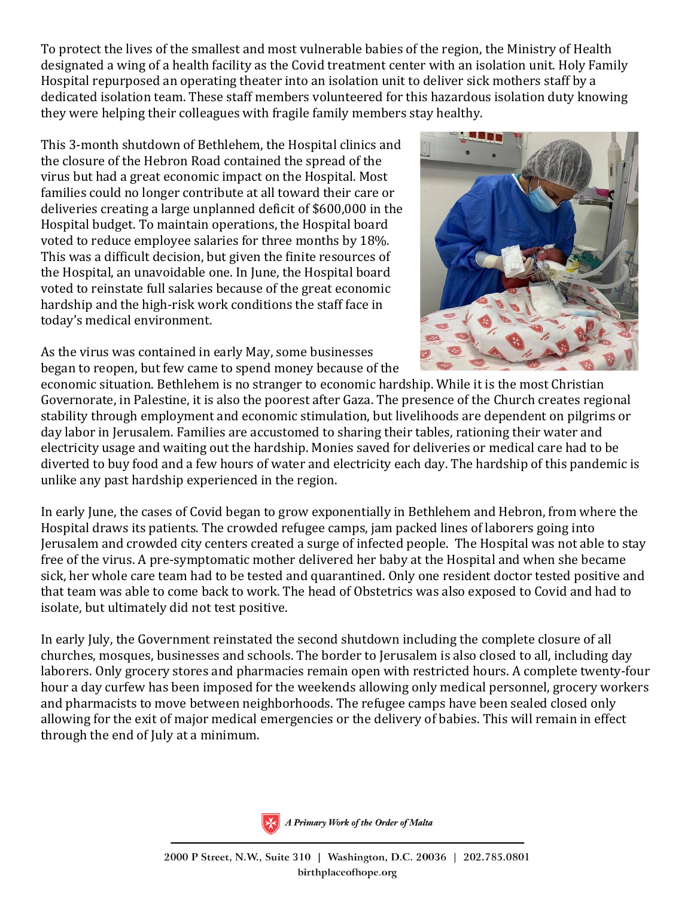To protect the lives of the smallest and most vulnerable babies of the region, the Ministry of Health designated a wing of a health facility as the Covid treatment center with an isolation unit. Holy Family Hospital repurposed an operating theater into an isolation unit to deliver sick mothers staff by a dedicated isolation team. These staff members volunteered for this hazardous isolation duty knowing they were helping their colleagues with fragile family members stay healthy.

This 3-month shutdown of Bethlehem, the Hospital clinics and the closure of the Hebron Road contained the spread of the virus but had a great economic impact on the Hospital. Most families could no longer contribute at all toward their care or deliveries creating a large unplanned deficit of $600,000 in the Hospital budget. To maintain operations, the Hospital board voted to reduce employee salaries for three months by 18%. This was a difficult decision, but given the finite resources of the Hospital, an unavoidable one. In June, the Hospital board voted to reinstate full salaries because of the great economic hardship and the high-risk work conditions the staff face in today's medical environment.

As the virus was contained in early May, some businesses began to reopen, but few came to spend money because of the economic situation. Bethlehem is no stranger to economic hardship. While it is the most Christian Governorate, in Palestine, it is also the poorest after Gaza. The presence of the Church creates regional stability through employment and economic stimulation, but livelihoods are dependent on pilgrims or day labor in Jerusalem. Families are accustomed to sharing their tables, rationing their water and electricity usage and waiting out the hardship. Monies saved for deliveries or medical care had to be diverted to buy food and a few hours of water and electricity each day. The hardship of this pandemic is unlike any past hardship experienced in the region.

In early June, the cases of Covid began to grow exponentially in Bethlehem and Hebron, from where the Hospital draws its patients. The crowded refugee camps, jam packed lines of laborers going into Jerusalem and crowded city centers created a surge of infected people. The Hospital was not able to stay free of the virus. A pre-symptomatic mother delivered her baby at the Hospital and when she became sick, her whole care team had to be tested and quarantined. Only one resident doctor tested positive and that team was able to come back to work. The head of Obstetrics was also exposed to Covid and had to isolate, but ultimately did not test positive.

In early July, the Government reinstated the second shutdown including the complete closure of all churches, mosques, businesses and schools. The border to Jerusalem is also closed to all, including day laborers. Only grocery stores and pharmacies remain open with restricted hours. A complete twenty-four hour a day curfew has been imposed for the weekends allowing only medical personnel, grocery workers and pharmacists to move between neighborhoods. The refugee camps have been sealed closed only allowing for the exit of major medical emergencies or the delivery of babies. This will remain in effect through the end of July at a minimum.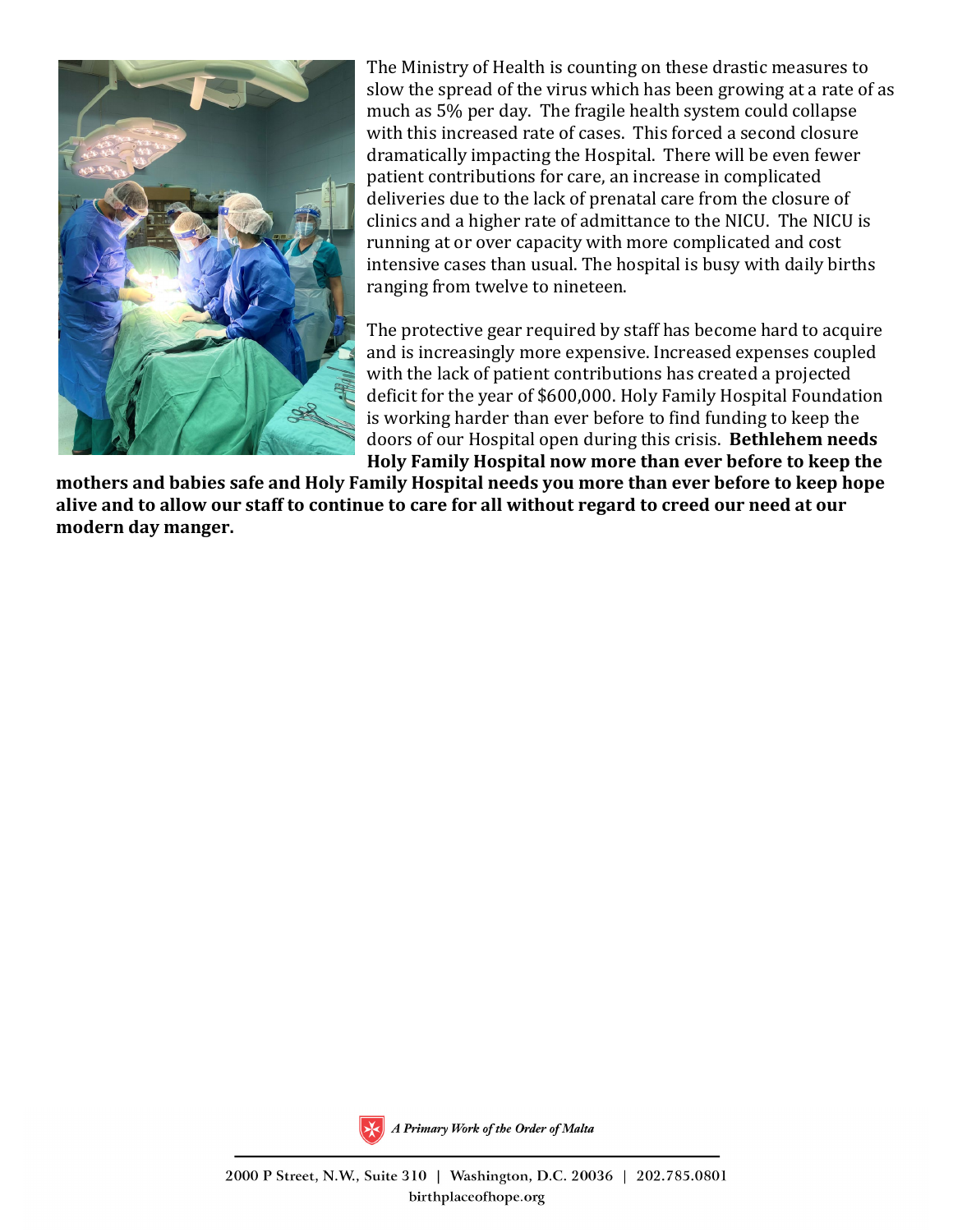The Ministry of Health is counting on these drastic measures to slow the spread of the virus which has been growing at a rate of as much as 5% per day. The fragile health system could collapse with this increased rate of cases. This forced a second closure dramatically impacting the Hospital. There will be even fewer patient contributions for care, an increase in complicated deliveries due to the lack of prenatal care from the closure of clinics and a higher rate of admittance to the NICU. The NICU is running at or over capacity with more complicated and cost intensive cases than usual. The hospital is busy with daily births ranging from twelve to nineteen.

The protective gear required by staff has become hard to acquire and is increasingly more expensive. Increased expenses coupled with the lack of patient contributions has created a projected deficit for the year of $600,000. Holy Family Hospital Foundation is working harder than ever before to find funding to keep the doors of our Hospital open during this crisis. **Bethlehem needs Holy Family Hospital now more than ever before to keep the mothers and babies safe and Holy Family Hospital needs you more than ever before to keep hope alive and to allow our staff to continue to care for all without regard to creed our need at our modern day manger.**

*A Primary Work of the Order of Malta*

2000 P Street, N.W., Suite 310 | Washington, D.C. 20036 | 202.785.0801
birthplaceofhope.org